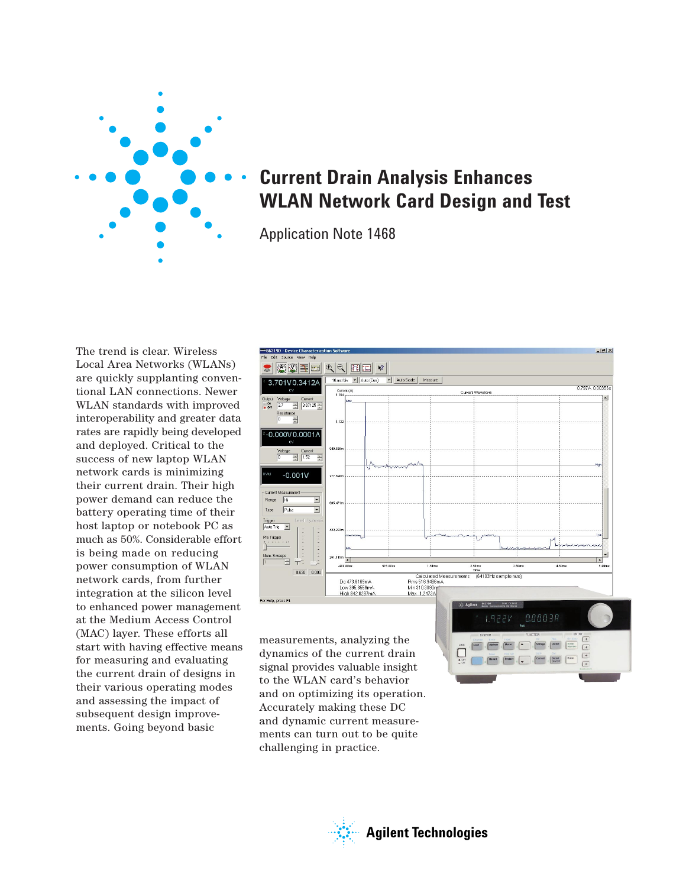# Current Drain Analysis Enhances WLAN Network Card Design and Test

Application Note 1468

The trend is clear. Wireless Local Area Networks (WLANs) are quickly supplanting conventional LAN connections. Newer WLAN standards with improved interoperability and greater data rates are rapidly being developed and deployed. Critical to the success of new laptop WLAN network cards is minimizing their current drain. Their high power demand can reduce the battery operating time of their host laptop or notebook PC as much as 50%. Considerable effort is being made on reducing power consumption of WLAN network cards, from further integration at the silicon level to enhanced power management at the Medium Access Control (MAC) layer. These efforts all start with having effective means for measuring and evaluating the current drain of designs in their various operating modes and assessing the impact of subsequent design improvements. Going beyond basic measurements, analyzing the dynamics of the current drain signal provides valuable insight to the WLAN card's behavior and on optimizing its operation. Accurately making these DC and dynamic current measurements can turn out to be quite challenging in practice.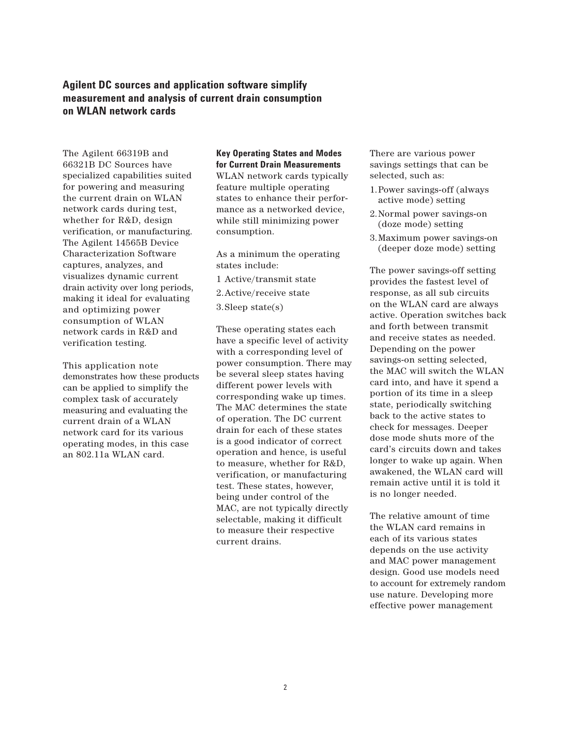## Agilent DC sources and application software simplify measurement and analysis of current drain consumption on WLAN network cards

The Agilent 66319B and 66321B DC Sources have specialized capabilities suited for powering and measuring the current drain on WLAN network cards during test, whether for R&D, design verification, or manufacturing. The Agilent 14565B Device Characterization Software captures, analyzes, and visualizes dynamic current drain activity over long periods, making it ideal for evaluating and optimizing power consumption of WLAN network cards in R&D and verification testing.

This application note demonstrates how these products can be applied to simplify the complex task of accurately measuring and evaluating the current drain of a WLAN network card for its various operating modes, in this case an 802.11a WLAN card.

### Key Operating States and Modes for Current Drain Measurements

WLAN network cards typically feature multiple operating states to enhance their performance as a networked device, while still minimizing power consumption.

As a minimum the operating states include:

1 Active/transmit state
2. Active/receive state
3. Sleep state(s)

These operating states each have a specific level of activity with a corresponding level of power consumption. There may be several sleep states having different power levels with corresponding wake up times. The MAC determines the state of operation. The DC current drain for each of these states is a good indicator of correct operation and hence, is useful to measure, whether for R&D, verification, or manufacturing test. These states, however, being under control of the MAC, are not typically directly selectable, making it difficult to measure their respective current drains.

There are various power savings settings that can be selected, such as:

1. Power savings-off (always active mode) setting
2. Normal power savings-on (doze mode) setting
3. Maximum power savings-on (deeper doze mode) setting

The power savings-off setting provides the fastest level of response, as all sub circuits on the WLAN card are always active. Operation switches back and forth between transmit and receive states as needed. Depending on the power savings-on setting selected, the MAC will switch the WLAN card into, and have it spend a portion of its time in a sleep state, periodically switching back to the active states to check for messages. Deeper dose mode shuts more of the card's circuits down and takes longer to wake up again. When awakened, the WLAN card will remain active until it is told it is no longer needed.

The relative amount of time the WLAN card remains in each of its various states depends on the use activity and MAC power management design. Good use models need to account for extremely random use nature. Developing more effective power management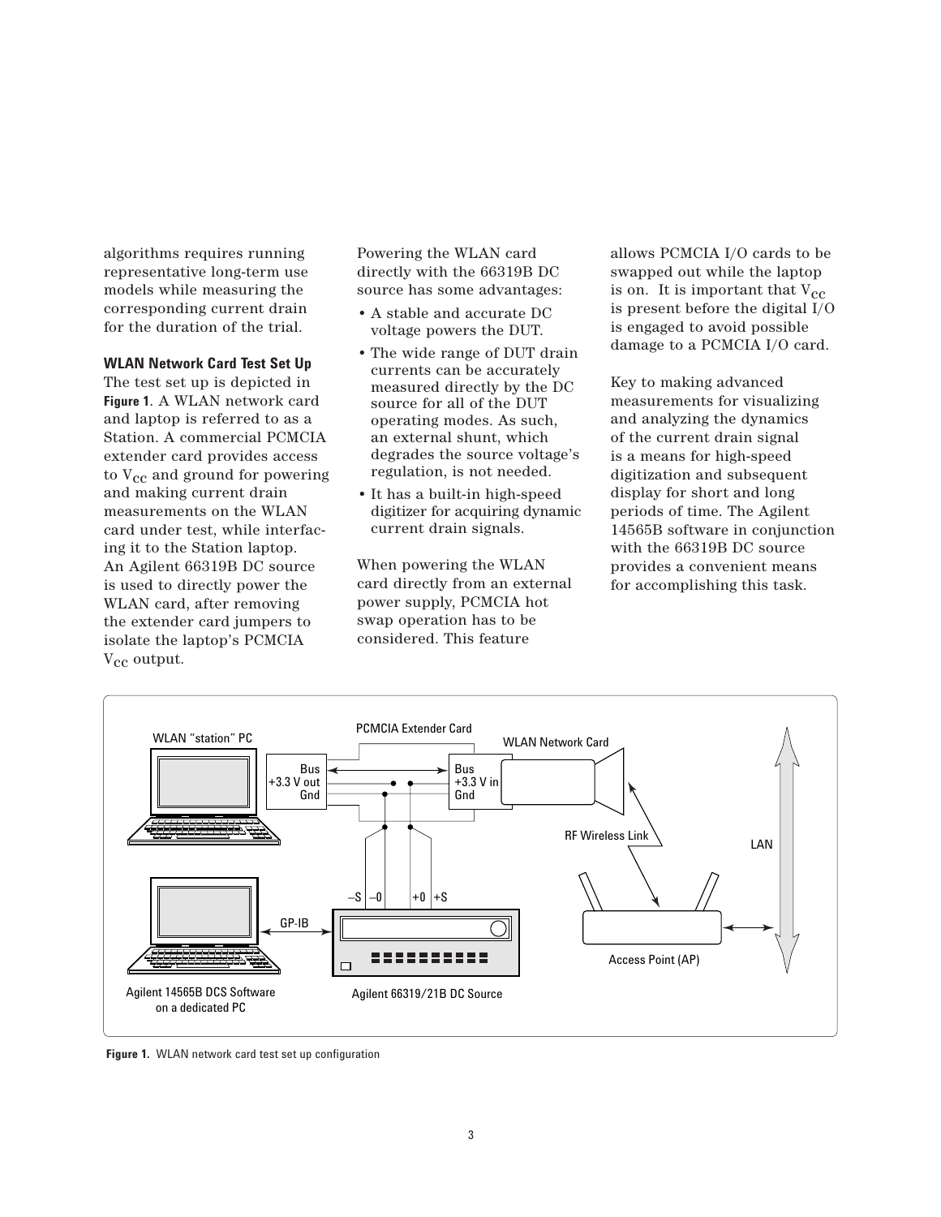algorithms requires running representative long-term use models while measuring the corresponding current drain for the duration of the trial.

**WLAN Network Card Test Set Up**

The test set up is depicted in **Figure 1**. A WLAN network card and laptop is referred to as a Station. A commercial PCMCIA extender card provides access to $V_{CC}$ and ground for powering and making current drain measurements on the WLAN card under test, while interfacing it to the Station laptop. An Agilent 66319B DC source is used to directly power the WLAN card, after removing the extender card jumpers to isolate the laptop's PCMCIA $V_{CC}$ output.

Powering the WLAN card directly with the 66319B DC source has some advantages:

- A stable and accurate DC voltage powers the DUT.
- The wide range of DUT drain currents can be accurately measured directly by the DC source for all of the DUT operating modes. As such, an external shunt, which degrades the source voltage's regulation, is not needed.
- It has a built-in high-speed digitizer for acquiring dynamic current drain signals.

When powering the WLAN card directly from an external power supply, PCMCIA hot swap operation has to be considered. This feature allows PCMCIA I/O cards to be swapped out while the laptop is on. It is important that $V_{CC}$ is present before the digital I/O is engaged to avoid possible damage to a PCMCIA I/O card.

Key to making advanced measurements for visualizing and analyzing the dynamics of the current drain signal is a means for high-speed digitization and subsequent display for short and long periods of time. The Agilent 14565B software in conjunction with the 66319B DC source provides a convenient means for accomplishing this task.

**Figure 1.** WLAN network card test set up configuration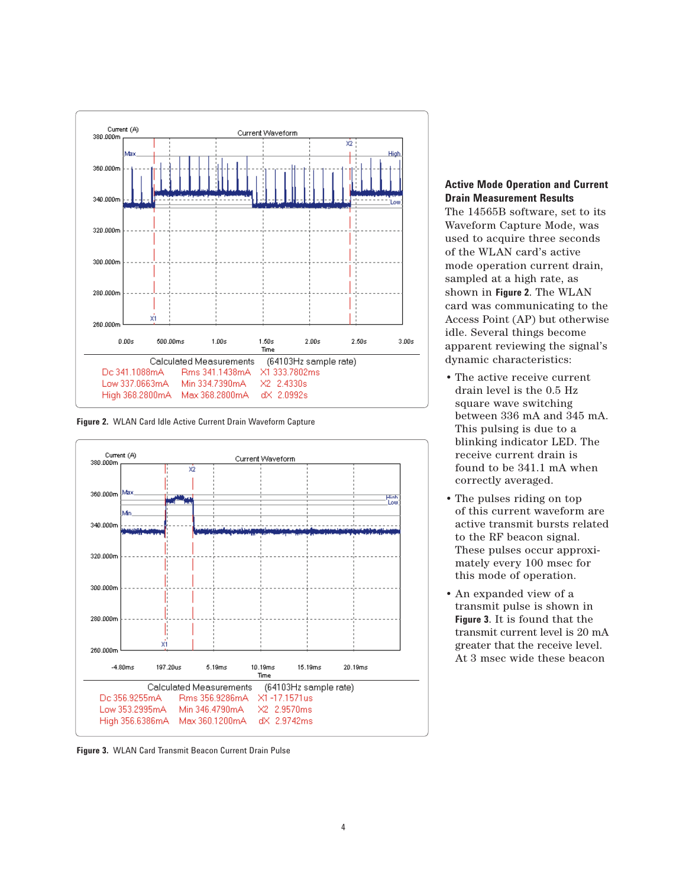Calculated Measurements (64103Hz sample rate)

Dc 341.1088mA Rms 341.1438mA X1 333.7802ms
Low 337.0663mA Min 334.7390mA X2 2.4330s
High 368.2800mA Max 368.2800mA dX 2.0992s

**Figure 2.** WLAN Card Idle Active Current Drain Waveform Capture

Calculated Measurements (64103Hz sample rate)

Dc 356.9255mA Rms 356.9286mA X1 -17.1571us
Low 353.2995mA Min 346.4790mA X2 2.9570ms
High 356.6386mA Max 360.1200mA dX 2.9742ms

**Figure 3.** WLAN Card Transmit Beacon Current Drain Pulse

## Active Mode Operation and Current Drain Measurement Results

The 14565B software, set to its Waveform Capture Mode, was used to acquire three seconds of the WLAN card's active mode operation current drain, sampled at a high rate, as shown in **Figure 2**. The WLAN card was communicating to the Access Point (AP) but otherwise idle. Several things become apparent reviewing the signal's dynamic characteristics:

- The active receive current drain level is the 0.5 Hz square wave switching between 336 mA and 345 mA. This pulsing is due to a blinking indicator LED. The receive current drain is found to be 341.1 mA when correctly averaged.
- The pulses riding on top of this current waveform are active transmit bursts related to the RF beacon signal. These pulses occur approximately every 100 msec for this mode of operation.
- An expanded view of a transmit pulse is shown in **Figure 3**. It is found that the transmit current level is 20 mA greater that the receive level. At 3 msec wide these beacon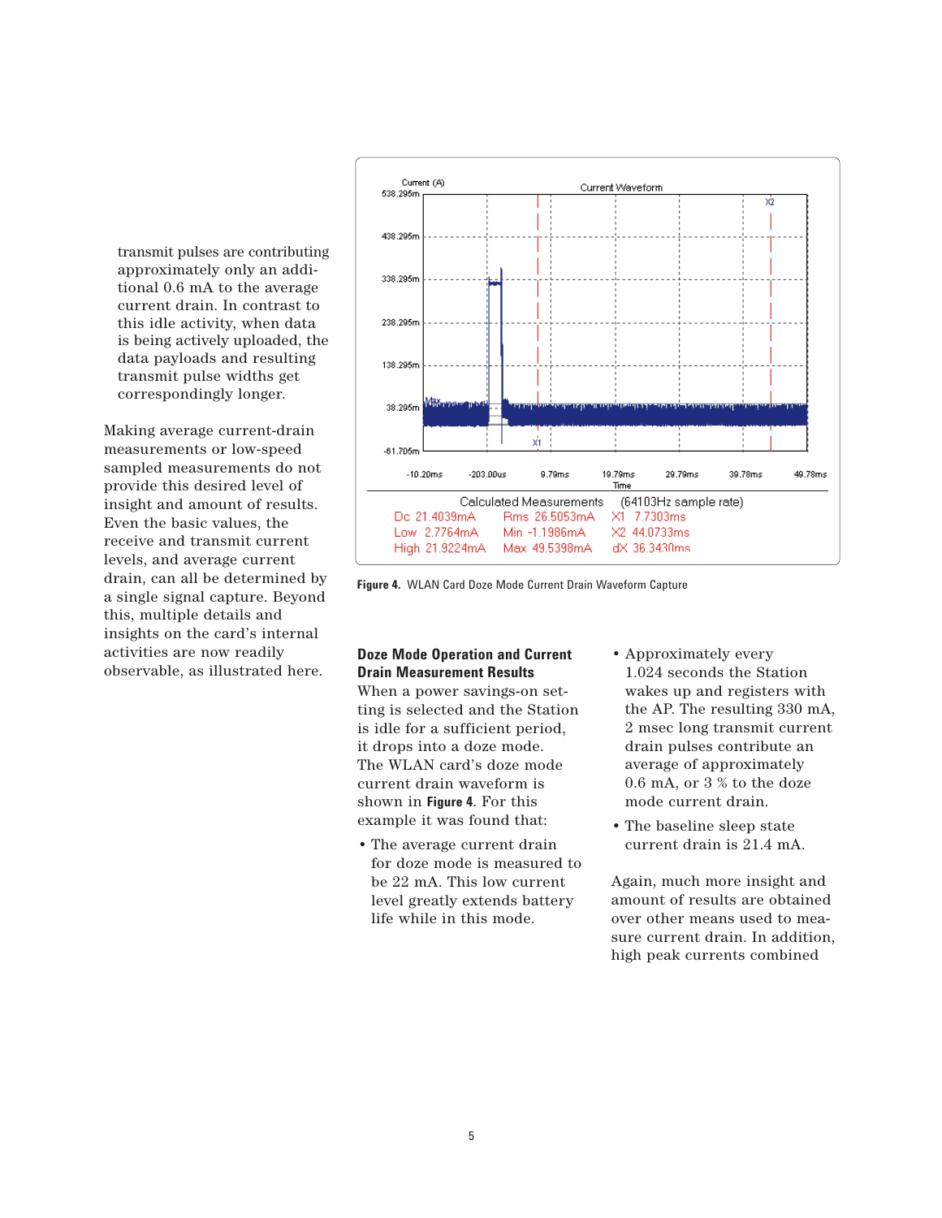transmit pulses are contributing approximately only an additional 0.6 mA to the average current drain. In contrast to this idle activity, when data is being actively uploaded, the data payloads and resulting transmit pulse widths get correspondingly longer.

Making average current-drain measurements or low-speed sampled measurements do not provide this desired level of insight and amount of results. Even the basic values, the receive and transmit current levels, and average current drain, can all be determined by a single signal capture. Beyond this, multiple details and insights on the card's internal activities are now readily observable, as illustrated here.

**Figure 4.** WLAN Card Doze Mode Current Drain Waveform Capture

## Doze Mode Operation and Current Drain Measurement Results

When a power savings-on setting is selected and the Station is idle for a sufficient period, it drops into a doze mode. The WLAN card's doze mode current drain waveform is shown in **Figure 4**. For this example it was found that:

- The average current drain for doze mode is measured to be 22 mA. This low current level greatly extends battery life while in this mode.
- Approximately every 1.024 seconds the Station wakes up and registers with the AP. The resulting 330 mA, 2 msec long transmit current drain pulses contribute an average of approximately 0.6 mA, or 3 % to the doze mode current drain.
- The baseline sleep state current drain is 21.4 mA.

Again, much more insight and amount of results are obtained over other means used to measure current drain. In addition, high peak currents combined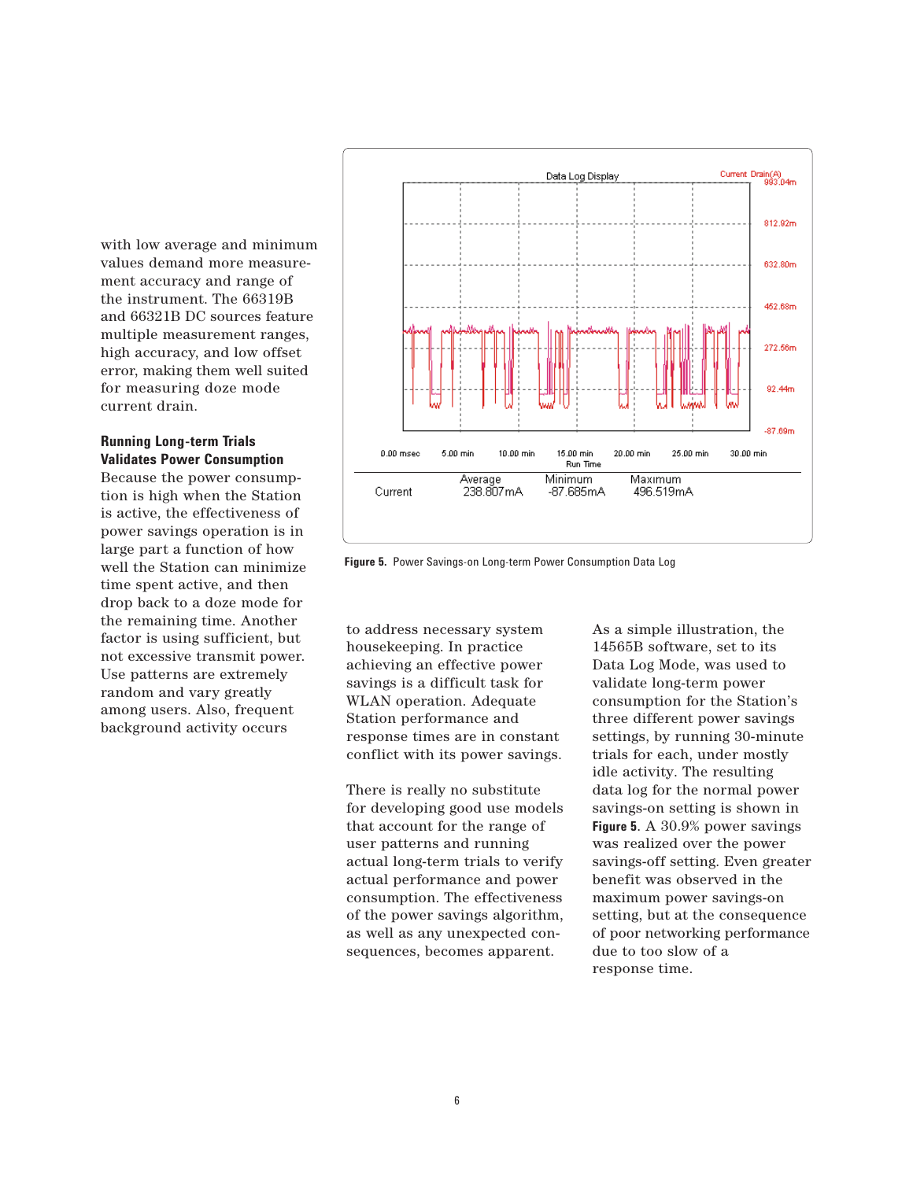with low average and minimum values demand more measurement accuracy and range of the instrument. The 66319B and 66321B DC sources feature multiple measurement ranges, high accuracy, and low offset error, making them well suited for measuring doze mode current drain.

### Running Long-term Trials Validates Power Consumption

Because the power consumption is high when the Station is active, the effectiveness of power savings operation is in large part a function of how well the Station can minimize time spent active, and then drop back to a doze mode for the remaining time. Another factor is using sufficient, but not excessive transmit power. Use patterns are extremely random and vary greatly among users. Also, frequent background activity occurs to address necessary system housekeeping. In practice achieving an effective power savings is a difficult task for WLAN operation. Adequate Station performance and response times are in constant conflict with its power savings.

There is really no substitute for developing good use models that account for the range of user patterns and running actual long-term trials to verify actual performance and power consumption. The effectiveness of the power savings algorithm, as well as any unexpected consequences, becomes apparent.

As a simple illustration, the 14565B software, set to its Data Log Mode, was used to validate long-term power consumption for the Station's three different power savings settings, by running 30-minute trials for each, under mostly idle activity. The resulting data log for the normal power savings-on setting is shown in **Figure 5**. A 30.9% power savings was realized over the power savings-off setting. Even greater benefit was observed in the maximum power savings-on setting, but at the consequence of poor networking performance due to too slow of a response time.

| | Average | Minimum | Maximum |
|---|---|---|---|
| Current | 238.807mA | -87.685mA | 496.519mA |

**Figure 5.** Power Savings-on Long-term Power Consumption Data Log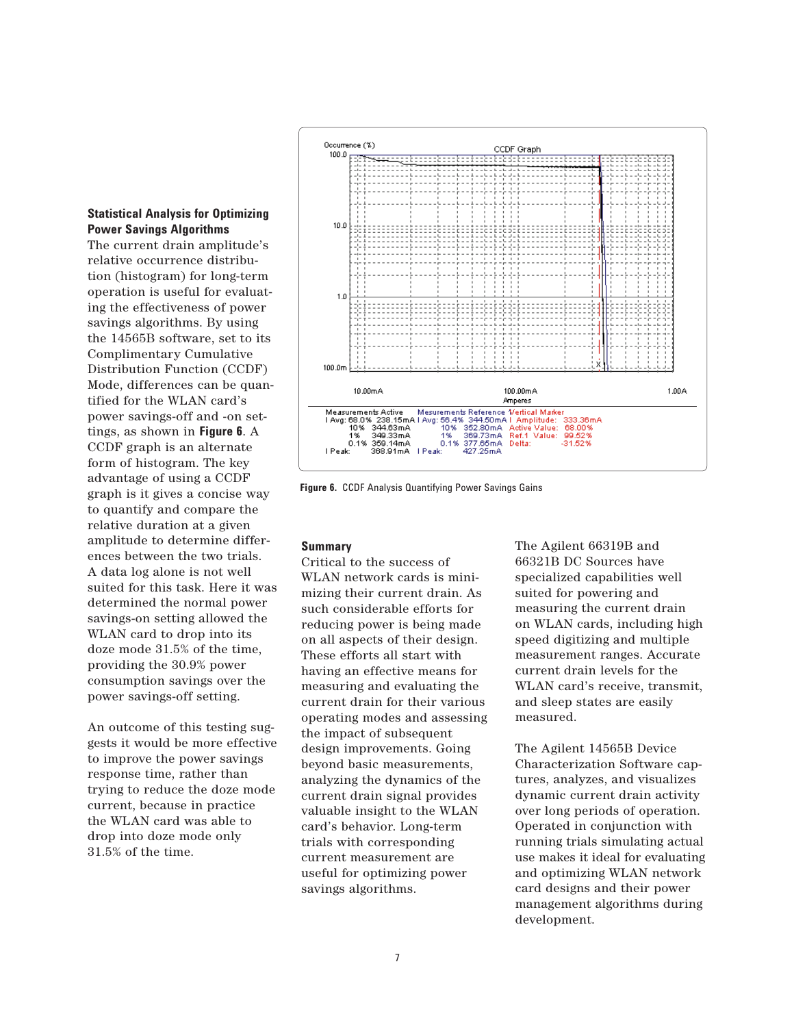### Statistical Analysis for Optimizing Power Savings Algorithms

The current drain amplitude's relative occurrence distribution (histogram) for long-term operation is useful for evaluating the effectiveness of power savings algorithms. By using the 14565B software, set to its Complimentary Cumulative Distribution Function (CCDF) Mode, differences can be quantified for the WLAN card's power savings-off and -on settings, as shown in **Figure 6**. A CCDF graph is an alternate form of histogram. The key advantage of using a CCDF graph is it gives a concise way to quantify and compare the relative duration at a given amplitude to determine differences between the two trials. A data log alone is not well suited for this task. Here it was determined the normal power savings-on setting allowed the WLAN card to drop into its doze mode 31.5% of the time, providing the 30.9% power consumption savings over the power savings-off setting.

An outcome of this testing suggests it would be more effective to improve the power savings response time, rather than trying to reduce the doze mode current, because in practice the WLAN card was able to drop into doze mode only 31.5% of the time.

**Figure 6.** CCDF Analysis Quantifying Power Savings Gains

### Summary

Critical to the success of WLAN network cards is minimizing their current drain. As such considerable efforts for reducing power is being made on all aspects of their design. These efforts all start with having an effective means for measuring and evaluating the current drain for their various operating modes and assessing the impact of subsequent design improvements. Going beyond basic measurements, analyzing the dynamics of the current drain signal provides valuable insight to the WLAN card's behavior. Long-term trials with corresponding current measurement are useful for optimizing power savings algorithms.

The Agilent 66319B and 66321B DC Sources have specialized capabilities well suited for powering and measuring the current drain on WLAN cards, including high speed digitizing and multiple measurement ranges. Accurate current drain levels for the WLAN card's receive, transmit, and sleep states are easily measured.

The Agilent 14565B Device Characterization Software captures, analyzes, and visualizes dynamic current drain activity over long periods of operation. Operated in conjunction with running trials simulating actual use makes it ideal for evaluating and optimizing WLAN network card designs and their power management algorithms during development.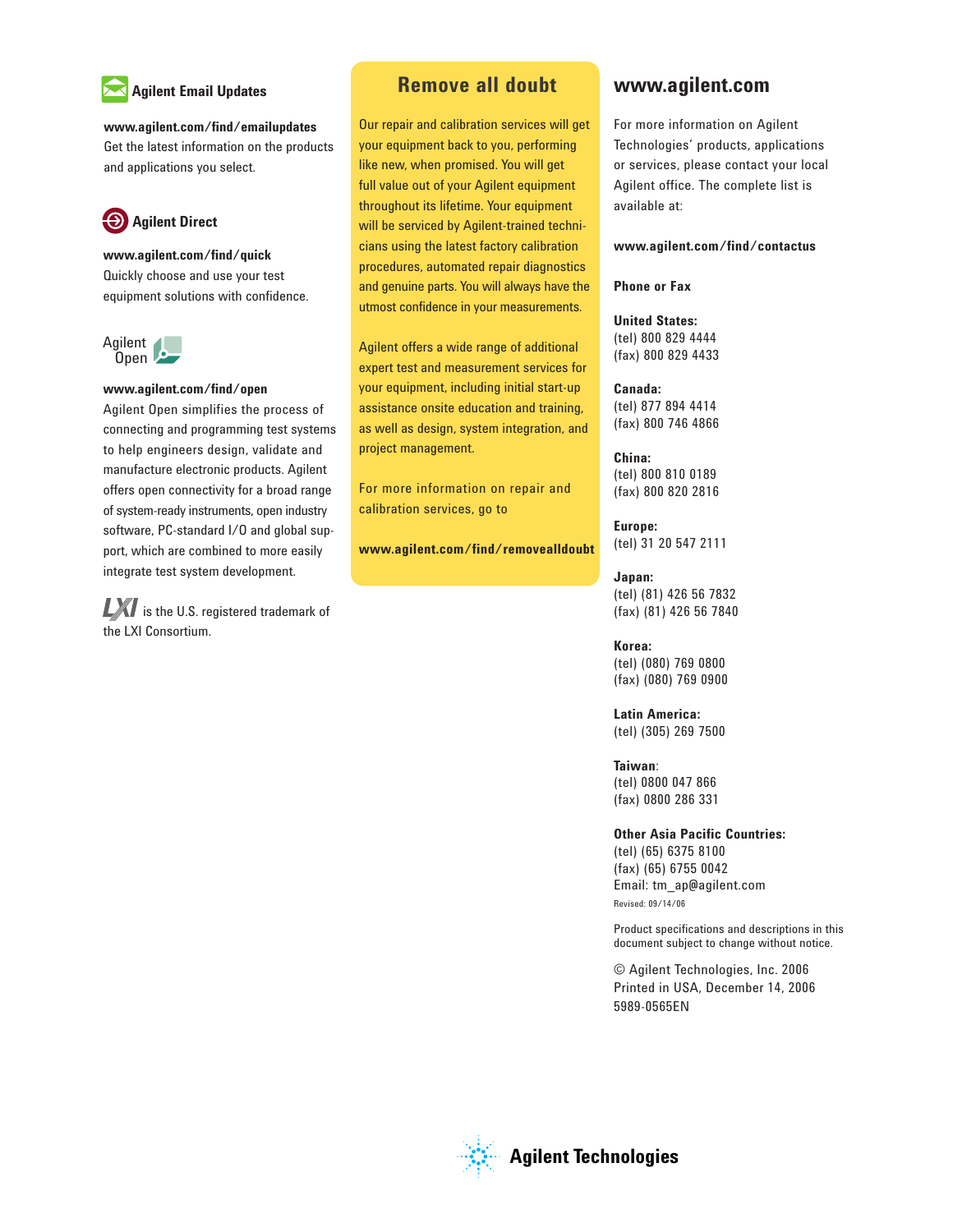### Agilent Email Updates

**www.agilent.com/find/emailupdates**
Get the latest information on the products and applications you select.

### Agilent Direct

**www.agilent.com/find/quick**
Quickly choose and use your test equipment solutions with confidence.

### Agilent Open

**www.agilent.com/find/open**
Agilent Open simplifies the process of connecting and programming test systems to help engineers design, validate and manufacture electronic products. Agilent offers open connectivity for a broad range of system-ready instruments, open industry software, PC-standard I/O and global support, which are combined to more easily integrate test system development.

LXI is the U.S. registered trademark of the LXI Consortium.

## Remove all doubt

Our repair and calibration services will get your equipment back to you, performing like new, when promised. You will get full value out of your Agilent equipment throughout its lifetime. Your equipment will be serviced by Agilent-trained technicians using the latest factory calibration procedures, automated repair diagnostics and genuine parts. You will always have the utmost confidence in your measurements.

Agilent offers a wide range of additional expert test and measurement services for your equipment, including initial start-up assistance onsite education and training, as well as design, system integration, and project management.

For more information on repair and calibration services, go to

**www.agilent.com/find/removealldoubt**

## www.agilent.com

For more information on Agilent Technologies' products, applications or services, please contact your local Agilent office. The complete list is available at:

**www.agilent.com/find/contactus**

**Phone or Fax**

**United States:**
(tel) 800 829 4444
(fax) 800 829 4433

**Canada:**
(tel) 877 894 4414
(fax) 800 746 4866

**China:**
(tel) 800 810 0189
(fax) 800 820 2816

**Europe:**
(tel) 31 20 547 2111

**Japan:**
(tel) (81) 426 56 7832
(fax) (81) 426 56 7840

**Korea:**
(tel) (080) 769 0800
(fax) (080) 769 0900

**Latin America:**
(tel) (305) 269 7500

**Taiwan**:
(tel) 0800 047 866
(fax) 0800 286 331

**Other Asia Pacific Countries:**
(tel) (65) 6375 8100
(fax) (65) 6755 0042
Email: tm_ap@agilent.com
Revised: 09/14/06

Product specifications and descriptions in this document subject to change without notice.

© Agilent Technologies, Inc. 2006
Printed in USA, December 14, 2006
5989-0565EN

Agilent Technologies